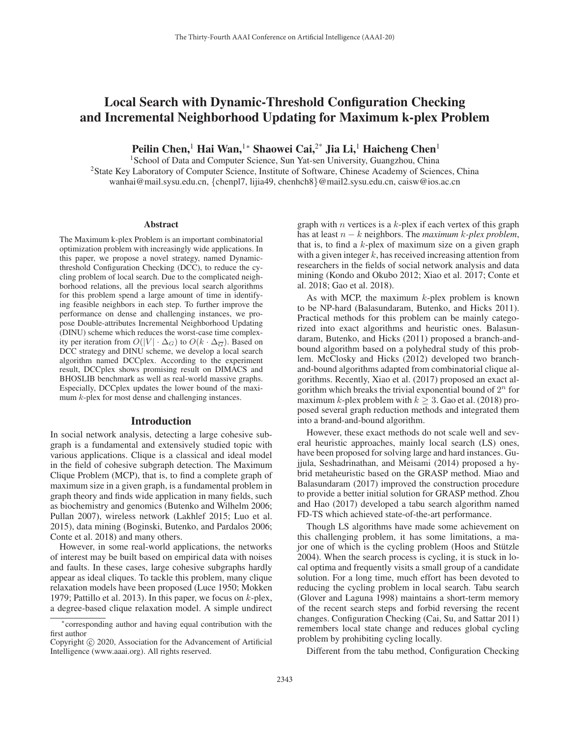# Local Search with Dynamic-Threshold Configuration Checking and Incremental Neighborhood Updating for Maximum k-plex Problem

**Peilin Chen,[1] Hai Wan,[1*] Shaowei Cai,[2*] Jia Li,[1] Haicheng Chen[1]**

[1]School of Data and Computer Science, Sun Yat-sen University, Guangzhou, China
[2]State Key Laboratory of Computer Science, Institute of Software, Chinese Academy of Sciences, China
wanhai@mail.sysu.edu.cn, {chenpl7, lijia49, chenhch8}@mail2.sysu.edu.cn, caisw@ios.ac.cn

## Abstract

The Maximum k-plex Problem is an important combinatorial optimization problem with increasingly wide applications. In this paper, we propose a novel strategy, named Dynamic-threshold Configuration Checking (DCC), to reduce the cycling problem of local search. Due to the complicated neighborhood relations, all the previous local search algorithms for this problem spend a large amount of time in identifying feasible neighbors in each step. To further improve the performance on dense and challenging instances, we propose Double-attributes Incremental Neighborhood Updating (DINU) scheme which reduces the worst-case time complexity per iteration from $O(|V| \cdot \Delta_G)$ to $O(k \cdot \Delta_{\overline{G}})$. Based on DCC strategy and DINU scheme, we develop a local search algorithm named DCCplex. According to the experiment result, DCCplex shows promising result on DIMACS and BHOSLIB benchmark as well as real-world massive graphs. Especially, DCCplex updates the lower bound of the maximum $k$-plex for most dense and challenging instances.

## Introduction

In social network analysis, detecting a large cohesive subgraph is a fundamental and extensively studied topic with various applications. Clique is a classical and ideal model in the field of cohesive subgraph detection. The Maximum Clique Problem (MCP), that is, to find a complete graph of maximum size in a given graph, is a fundamental problem in graph theory and finds wide application in many fields, such as biochemistry and genomics (Butenko and Wilhelm 2006; Pullan 2007), wireless network (Lakhlef 2015; Luo et al. 2015), data mining (Boginski, Butenko, and Pardalos 2006; Conte et al. 2018) and many others.

However, in some real-world applications, the networks of interest may be built based on empirical data with noises and faults. In these cases, large cohesive subgraphs hardly appear as ideal cliques. To tackle this problem, many clique relaxation models have been proposed (Luce 1950; Mokken 1979; Pattillo et al. 2013). In this paper, we focus on $k$-plex, a degree-based clique relaxation model. A simple undirect graph with $n$ vertices is a $k$-plex if each vertex of this graph has at least $n-k$ neighbors. The *maximum k-plex problem*, that is, to find a $k$-plex of maximum size on a given graph with a given integer $k$, has received increasing attention from researchers in the fields of social network analysis and data mining (Kondo and Okubo 2012; Xiao et al. 2017; Conte et al. 2018; Gao et al. 2018).

As with MCP, the maximum $k$-plex problem is known to be NP-hard (Balasundaram, Butenko, and Hicks 2011). Practical methods for this problem can be mainly categorized into exact algorithms and heuristic ones. Balasundaram, Butenko, and Hicks (2011) proposed a branch-and-bound algorithm based on a polyhedral study of this problem. McClosky and Hicks (2012) developed two branch-and-bound algorithms adapted from combinatorial clique algorithms. Recently, Xiao et al. (2017) proposed an exact algorithm which breaks the trivial exponential bound of $2^n$ for maximum $k$-plex problem with $k \geq 3$. Gao et al. (2018) proposed several graph reduction methods and integrated them into a brand-and-bound algorithm.

However, these exact methods do not scale well and several heuristic approaches, mainly local search (LS) ones, have been proposed for solving large and hard instances. Gujjula, Seshadrinathan, and Meisami (2014) proposed a hybrid metaheuristic based on the GRASP method. Miao and Balasundaram (2017) improved the construction procedure to provide a better initial solution for GRASP method. Zhou and Hao (2017) developed a tabu search algorithm named FD-TS which achieved state-of-the-art performance.

Though LS algorithms have made some achievement on this challenging problem, it has some limitations, a major one of which is the cycling problem (Hoos and Stützle 2004). When the search process is cycling, it is stuck in local optima and frequently visits a small group of a candidate solution. For a long time, much effort has been devoted to reducing the cycling problem in local search. Tabu search (Glover and Laguna 1998) maintains a short-term memory of the recent search steps and forbid reversing the recent changes. Configuration Checking (Cai, Su, and Sattar 2011) remembers local state change and reduces global cycling problem by prohibiting cycling locally.

Different from the tabu method, Configuration Checking

*corresponding author and having equal contribution with the first author

Copyright © 2020, Association for the Advancement of Artificial Intelligence (www.aaai.org). All rights reserved.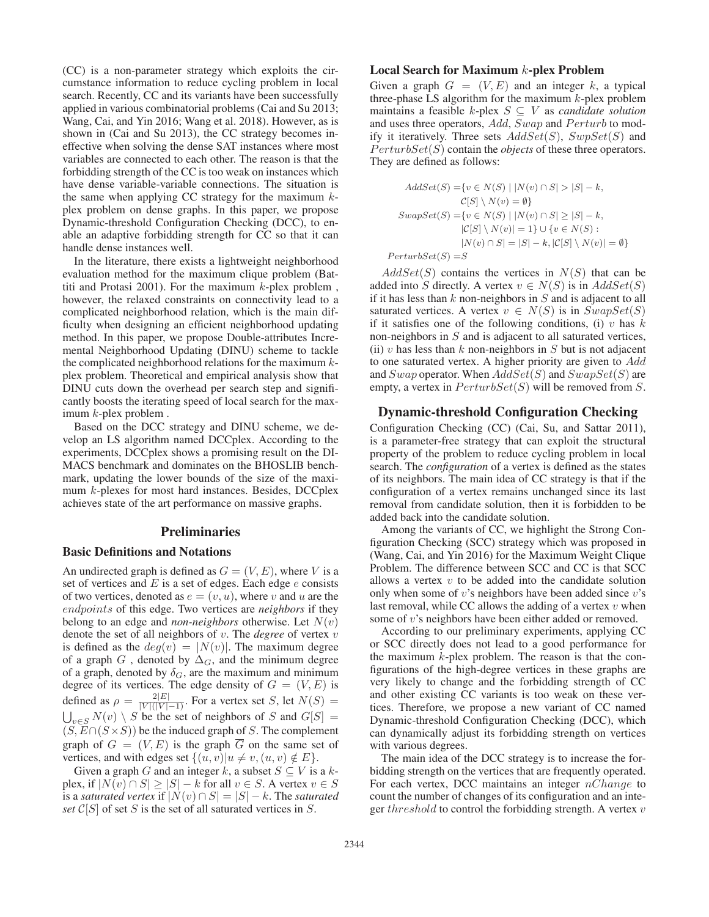(CC) is a non-parameter strategy which exploits the circumstance information to reduce cycling problem in local search. Recently, CC and its variants have been successfully applied in various combinatorial problems (Cai and Su 2013; Wang, Cai, and Yin 2016; Wang et al. 2018). However, as is shown in (Cai and Su 2013), the CC strategy becomes ineffective when solving the dense SAT instances where most variables are connected to each other. The reason is that the forbidding strength of the CC is too weak on instances which have dense variable-variable connections. The situation is the same when applying CC strategy for the maximum $k$-plex problem on dense graphs. In this paper, we propose Dynamic-threshold Configuration Checking (DCC), to enable an adaptive forbidding strength for CC so that it can handle dense instances well.

In the literature, there exists a lightweight neighborhood evaluation method for the maximum clique problem (Battiti and Protasi 2001). For the maximum $k$-plex problem , however, the relaxed constraints on connectivity lead to a complicated neighborhood relation, which is the main difficulty when designing an efficient neighborhood updating method. In this paper, we propose Double-attributes Incremental Neighborhood Updating (DINU) scheme to tackle the complicated neighborhood relations for the maximum $k$-plex problem. Theoretical and empirical analysis show that DINU cuts down the overhead per search step and significantly boosts the iterating speed of local search for the maximum $k$-plex problem .

Based on the DCC strategy and DINU scheme, we develop an LS algorithm named DCCplex. According to the experiments, DCCplex shows a promising result on the DIMACS benchmark and dominates on the BHOSLIB benchmark, updating the lower bounds of the size of the maximum $k$-plexes for most hard instances. Besides, DCCplex achieves state of the art performance on massive graphs.

# Preliminaries

## Basic Definitions and Notations

An undirected graph is defined as $G = (V, E)$, where $V$ is a set of vertices and $E$ is a set of edges. Each edge $e$ consists of two vertices, denoted as $e = (v, u)$, where $v$ and $u$ are the *endpoints* of this edge. Two vertices are *neighbors* if they belong to an edge and *non-neighbors* otherwise. Let $N(v)$ denote the set of all neighbors of $v$. The *degree* of vertex $v$ is defined as the $deg(v) = |N(v)|$. The maximum degree of a graph $G$ , denoted by $\Delta_G$, and the minimum degree of a graph, denoted by $\delta_G$, are the maximum and minimum degree of its vertices. The edge density of $G = (V, E)$ is defined as $\rho = \frac{2|E|}{|V|(|V|-1)}$. For a vertex set $S$, let $N(S) = \bigcup_{v \in S} N(v) \setminus S$ be the set of neighbors of $S$ and $G[S] = (S, E \cap (S \times S))$ be the induced graph of $S$. The complement graph of $G = (V, E)$ is the graph $\overline{G}$ on the same set of vertices, and with edges set $\{(u, v) | u \neq v, (u, v) \notin E\}$.

Given a graph $G$ and an integer $k$, a subset $S \subseteq V$ is a $k$-plex, if $|N(v) \cap S| \geq |S| - k$ for all $v \in S$. A vertex $v \in S$ is a *saturated vertex* if $|N(v) \cap S| = |S| - k$. The *saturated set* $\mathcal{C}[S]$ of set $S$ is the set of all saturated vertices in $S$.

## Local Search for Maximum $k$-plex Problem

Given a graph $G = (V, E)$ and an integer $k$, a typical three-phase LS algorithm for the maximum $k$-plex problem maintains a feasible $k$-plex $S \subseteq V$ as *candidate solution* and uses three operators, $Add$, $Swap$ and $Perturb$ to modify it iteratively. Three sets $AddSet(S)$, $SwpSet(S)$ and $PerturbSet(S)$ contain the *objects* of these three operators. They are defined as follows:

$$
\begin{aligned}
AddSet(S) = &\{v \in N(S) \mid |N(v) \cap S| > |S| - k, \\
&\mathcal{C}[S] \setminus N(v) = \emptyset\} \\
SwapSet(S) = &\{v \in N(S) \mid |N(v) \cap S| \geq |S| - k, \\
&|\mathcal{C}[S] \setminus N(v)| = 1\} \cup \{v \in N(S) : \\
&|N(v) \cap S| = |S| - k, |\mathcal{C}[S] \setminus N(v)| = \emptyset\} \\
PerturbSet(S) = &S
\end{aligned}
$$

$AddSet(S)$ contains the vertices in $N(S)$ that can be added into $S$ directly. A vertex $v \in N(S)$ is in $AddSet(S)$ if it has less than $k$ non-neighbors in $S$ and is adjacent to all saturated vertices. A vertex $v \in N(S)$ is in $SwapSet(S)$ if it satisfies one of the following conditions, (i) $v$ has $k$ non-neighbors in $S$ and is adjacent to all saturated vertices, (ii) $v$ has less than $k$ non-neighbors in $S$ but is not adjacent to one saturated vertex. A higher priority are given to $Add$ and $Swap$ operator. When $AddSet(S)$ and $SwapSet(S)$ are empty, a vertex in $PerturbSet(S)$ will be removed from $S$.

# Dynamic-threshold Configuration Checking

Configuration Checking (CC) (Cai, Su, and Sattar 2011), is a parameter-free strategy that can exploit the structural property of the problem to reduce cycling problem in local search. The *configuration* of a vertex is defined as the states of its neighbors. The main idea of CC strategy is that if the configuration of a vertex remains unchanged since its last removal from candidate solution, then it is forbidden to be added back into the candidate solution.

Among the variants of CC, we highlight the Strong Configuration Checking (SCC) strategy which was proposed in (Wang, Cai, and Yin 2016) for the Maximum Weight Clique Problem. The difference between SCC and CC is that SCC allows a vertex $v$ to be added into the candidate solution only when some of $v$'s neighbors have been added since $v$'s last removal, while CC allows the adding of a vertex $v$ when some of $v$'s neighbors have been either added or removed.

According to our preliminary experiments, applying CC or SCC directly does not lead to a good performance for the maximum $k$-plex problem. The reason is that the configurations of the high-degree vertices in these graphs are very likely to change and the forbidding strength of CC and other existing CC variants is too weak on these vertices. Therefore, we propose a new variant of CC named Dynamic-threshold Configuration Checking (DCC), which can dynamically adjust its forbidding strength on vertices with various degrees.

The main idea of the DCC strategy is to increase the forbidding strength on the vertices that are frequently operated. For each vertex, DCC maintains an integer $nChange$ to count the number of changes of its configuration and an integer $threshold$ to control the forbidding strength. A vertex $v$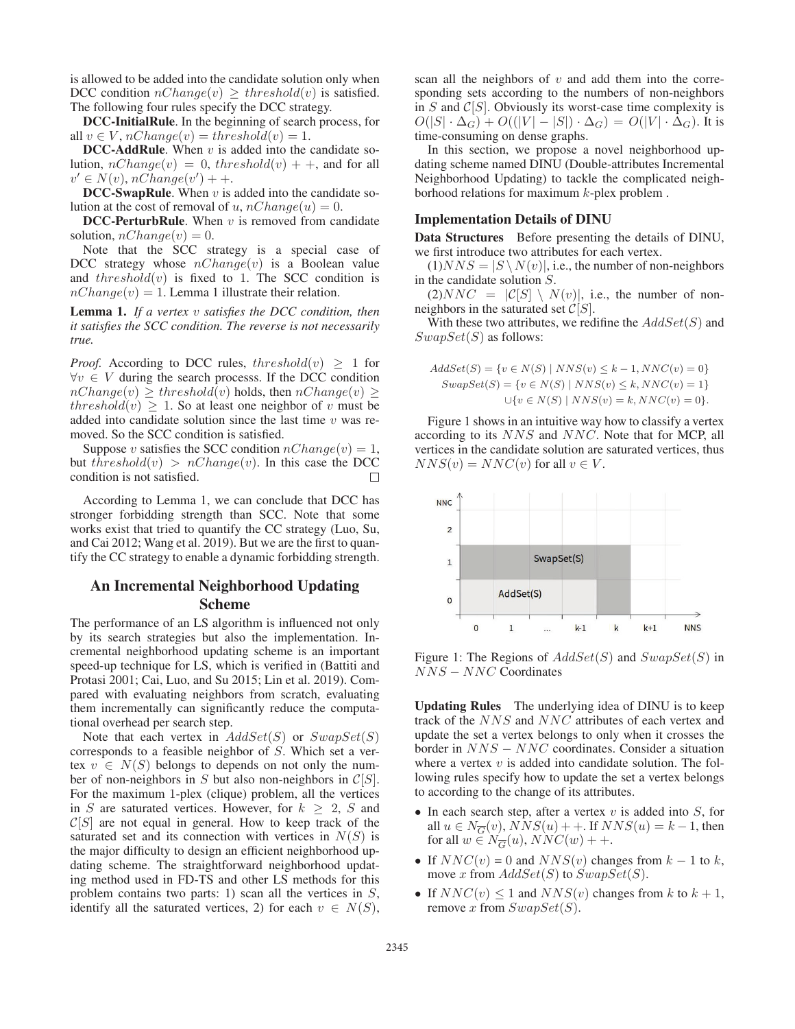is allowed to be added into the candidate solution only when DCC condition $nChange(v) \geq threshold(v)$ is satisfied. The following four rules specify the DCC strategy.

**DCC-InitialRule**. In the beginning of search process, for all $v \in V$, $nChange(v) = threshold(v) = 1$.

**DCC-AddRule**. When $v$ is added into the candidate solution, $nChange(v) = 0$, $threshold(v) + +$, and for all $v' \in N(v)$, $nChange(v') + +$.

**DCC-SwapRule**. When $v$ is added into the candidate solution at the cost of removal of $u$, $nChange(u) = 0$.

**DCC-PerturbRule**. When $v$ is removed from candidate solution, $nChange(v) = 0$.

Note that the SCC strategy is a special case of DCC strategy whose $nChange(v)$ is a Boolean value and $threshold(v)$ is fixed to 1. The SCC condition is $nChange(v) = 1$. Lemma 1 illustrate their relation.

**Lemma 1.** *If a vertex $v$ satisfies the DCC condition, then it satisfies the SCC condition. The reverse is not necessarily true.*

*Proof.* According to DCC rules, $threshold(v) \geq 1$ for $\forall v \in V$ during the search processs. If the DCC condition $nChange(v) \geq threshold(v)$ holds, then $nChange(v) \geq threshold(v) \geq 1$. So at least one neighbor of $v$ must be added into candidate solution since the last time $v$ was removed. So the SCC condition is satisfied.

Suppose $v$ satisfies the SCC condition $nChange(v) = 1$, but $threshold(v) > nChange(v)$. In this case the DCC condition is not satisfied. □

According to Lemma 1, we can conclude that DCC has stronger forbidding strength than SCC. Note that some works exist that tried to quantify the CC strategy (Luo, Su, and Cai 2012; Wang et al. 2019). But we are the first to quantify the CC strategy to enable a dynamic forbidding strength.

## An Incremental Neighborhood Updating Scheme

The performance of an LS algorithm is influenced not only by its search strategies but also the implementation. Incremental neighborhood updating scheme is an important speed-up technique for LS, which is verified in (Battiti and Protasi 2001; Cai, Luo, and Su 2015; Lin et al. 2019). Compared with evaluating neighbors from scratch, evaluating them incrementally can significantly reduce the computational overhead per search step.

Note that each vertex in $AddSet(S)$ or $SwapSet(S)$ corresponds to a feasible neighbor of $S$. Which set a vertex $v \in N(S)$ belongs to depends on not only the number of non-neighbors in $S$ but also non-neighbors in $\mathcal{C}[S]$. For the maximum 1-plex (clique) problem, all the vertices in $S$ are saturated vertices. However, for $k \geq 2$, $S$ and $\mathcal{C}[S]$ are not equal in general. How to keep track of the saturated set and its connection with vertices in $N(S)$ is the major difficulty to design an efficient neighborhood updating scheme. The straightforward neighborhood updating method used in FD-TS and other LS methods for this problem contains two parts: 1) scan all the vertices in $S$, identify all the saturated vertices, 2) for each $v \in N(S)$, scan all the neighbors of $v$ and add them into the corresponding sets according to the numbers of non-neighbors in $S$ and $\mathcal{C}[S]$. Obviously its worst-case time complexity is $O(|S| \cdot \Delta_G) + O((|V| - |S|) \cdot \Delta_G) = O(|V| \cdot \Delta_G)$. It is time-consuming on dense graphs.

In this section, we propose a novel neighborhood updating scheme named DINU (Double-attributes Incremental Neighborhood Updating) to tackle the complicated neighborhood relations for maximum $k$-plex problem .

### Implementation Details of DINU

**Data Structures** Before presenting the details of DINU, we first introduce two attributes for each vertex.

(1)$NNS = |S \setminus N(v)|$, i.e., the number of non-neighbors in the candidate solution $S$.

(2)$NNC = |\mathcal{C}[S] \setminus N(v)|$, i.e., the number of non-neighbors in the saturated set $\mathcal{C}[S]$.

With these two attributes, we redifine the $AddSet(S)$ and $SwapSet(S)$ as follows:

$$
\begin{aligned}
AddSet(S) &= \{v \in N(S) \mid NNS(v) \leq k-1, NNC(v) = 0\} \\
SwapSet(S) &= \{v \in N(S) \mid NNS(v) \leq k, NNC(v) = 1\} \\
&\cup \{v \in N(S) \mid NNS(v) = k, NNC(v) = 0\}.
\end{aligned}
$$

Figure 1 shows in an intuitive way how to classify a vertex according to its $NNS$ and $NNC$. Note that for MCP, all vertices in the candidate solution are saturated vertices, thus $NNS(v) = NNC(v)$ for all $v \in V$.

Figure 1: The Regions of $AddSet(S)$ and $SwapSet(S)$ in $NNS - NNC$ Coordinates

**Updating Rules** The underlying idea of DINU is to keep track of the $NNS$ and $NNC$ attributes of each vertex and update the set a vertex belongs to only when it crosses the border in $NNS - NNC$ coordinates. Consider a situation where a vertex $v$ is added into candidate solution. The following rules specify how to update the set a vertex belongs to according to the change of its attributes.

- In each search step, after a vertex $v$ is added into $S$, for all $u \in N_{\overline{G}}(v)$, $NNS(u) + +$. If $NNS(u) = k - 1$, then for all $w \in N_{\overline{G}}(u)$, $NNC(w) + +$.
- If $NNC(v) = 0$ and $NNS(v)$ changes from $k - 1$ to $k$, move $x$ from $AddSet(S)$ to $SwapSet(S)$.
- If $NNC(v) \leq 1$ and $NNS(v)$ changes from $k$ to $k + 1$, remove $x$ from $SwapSet(S)$.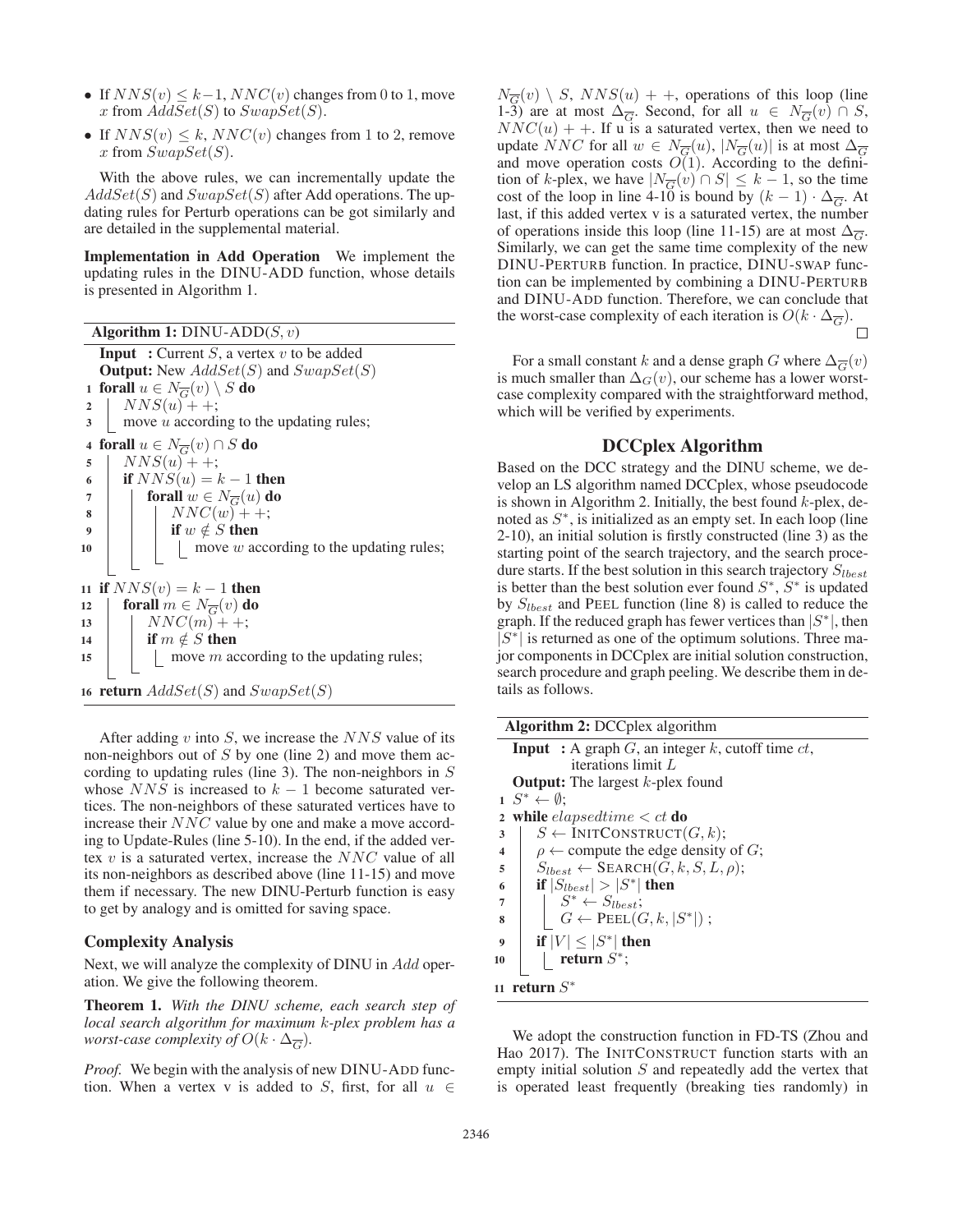- If $NNS(v) \leq k-1$, $NNC(v)$ changes from 0 to 1, move $x$ from $AddSet(S)$ to $SwapSet(S)$.
- If $NNS(v) \leq k$, $NNC(v)$ changes from 1 to 2, remove $x$ from $SwapSet(S)$.

With the above rules, we can incrementally update the $AddSet(S)$ and $SwapSet(S)$ after Add operations. The updating rules for Perturb operations can be got similarly and are detailed in the supplemental material.

**Implementation in Add Operation** We implement the updating rules in the DINU-ADD function, whose details is presented in Algorithm 1.

**Algorithm 1:** DINU-ADD($S, v$)

```
   Input  : Current S, a vertex v to be added
   Output: New AddSet(S) and SwapSet(S)
1  forall u ∈ N_Ḡ(v) \ S do
2  |   NNS(u) + +;
3  |   move u according to the updating rules;
4  forall u ∈ N_Ḡ(v) ∩ S do
5  |   NNS(u) + +;
6  |   if NNS(u) = k − 1 then
7  |   |   forall w ∈ N_Ḡ(u) do
8  |   |   |   NNC(w) + +;
9  |   |   |   if w ∉ S then
10 |   |   |   |   move w according to the updating rules;
11 if NNS(v) = k − 1 then
12 |   forall m ∈ N_Ḡ(v) do
13 |   |   NNC(m) + +;
14 |   |   if m ∉ S then
15 |   |   |   move m according to the updating rules;
16 return AddSet(S) and SwapSet(S)
```

After adding $v$ into $S$, we increase the $NNS$ value of its non-neighbors out of $S$ by one (line 2) and move them according to updating rules (line 3). The non-neighbors in $S$ whose $NNS$ is increased to $k-1$ become saturated vertices. The non-neighbors of these saturated vertices have to increase their $NNC$ value by one and make a move according to Update-Rules (line 5-10). In the end, if the added vertex $v$ is a saturated vertex, increase the $NNC$ value of all its non-neighbors as described above (line 11-15) and move them if necessary. The new DINU-Perturb function is easy to get by analogy and is omitted for saving space.

### Complexity Analysis

Next, we will analyze the complexity of DINU in $Add$ operation. We give the following theorem.

**Theorem 1.** *With the DINU scheme, each search step of local search algorithm for maximum $k$-plex problem has a worst-case complexity of $O(k \cdot \Delta_{\overline{G}})$.*

*Proof.* We begin with the analysis of new DINU-ADD function. When a vertex v is added to $S$, first, for all $u \in N_{\overline{G}}(v) \setminus S$, $NNS(u) ++$, operations of this loop (line 1-3) are at most $\Delta_{\overline{G}}$. Second, for all $u \in N_{\overline{G}}(v) \cap S$, $NNC(u) ++$. If u is a saturated vertex, then we need to update $NNC$ for all $w \in N_{\overline{G}}(u)$, $|N_{\overline{G}}(u)|$ is at most $\Delta_{\overline{G}}$ and move operation costs $O(1)$. According to the definition of $k$-plex, we have $|N_{\overline{G}}(v) \cap S| \leq k-1$, so the time cost of the loop in line 4-10 is bound by $(k-1) \cdot \Delta_{\overline{G}}$. At last, if this added vertex v is a saturated vertex, the number of operations inside this loop (line 11-15) are at most $\Delta_{\overline{G}}$. Similarly, we can get the same time complexity of the new DINU-PERTURB function. In practice, DINU-SWAP function can be implemented by combining a DINU-PERTURB and DINU-ADD function. Therefore, we can conclude that the worst-case complexity of each iteration is $O(k \cdot \Delta_{\overline{G}})$. □

For a small constant $k$ and a dense graph $G$ where $\Delta_{\overline{G}}(v)$ is much smaller than $\Delta_G(v)$, our scheme has a lower worst-case complexity compared with the straightforward method, which will be verified by experiments.

## DCCplex Algorithm

Based on the DCC strategy and the DINU scheme, we develop an LS algorithm named DCCplex, whose pseudocode is shown in Algorithm 2. Initially, the best found $k$-plex, denoted as $S^*$, is initialized as an empty set. In each loop (line 2-10), an initial solution is firstly constructed (line 3) as the starting point of the search trajectory, and the search procedure starts. If the best solution in this search trajectory $S_{lbest}$ is better than the best solution ever found $S^*$, $S^*$ is updated by $S_{lbest}$ and PEEL function (line 8) is called to reduce the graph. If the reduced graph has fewer vertices than $|S^*|$, then $|S^*|$ is returned as one of the optimum solutions. Three major components in DCCplex are initial solution construction, search procedure and graph peeling. We describe them in details as follows.

**Algorithm 2:** DCCplex algorithm

```
   Input  : A graph G, an integer k, cutoff time ct,
            iterations limit L
   Output: The largest k-plex found
1  S* ← ∅;
2  while elapsedtime < ct do
3  |   S ← INITCONSTRUCT(G, k);
4  |   ρ ← compute the edge density of G;
5  |   S_lbest ← SEARCH(G, k, S, L, ρ);
6  |   if |S_lbest| > |S*| then
7  |   |   S* ← S_lbest;
8  |   |   G ← PEEL(G, k, |S*|) ;
9  |   if |V| ≤ |S*| then
10 |   |   return S*;
11 return S*
```

We adopt the construction function in FD-TS (Zhou and Hao 2017). The INITCONSTRUCT function starts with an empty initial solution $S$ and repeatedly add the vertex that is operated least frequently (breaking ties randomly) in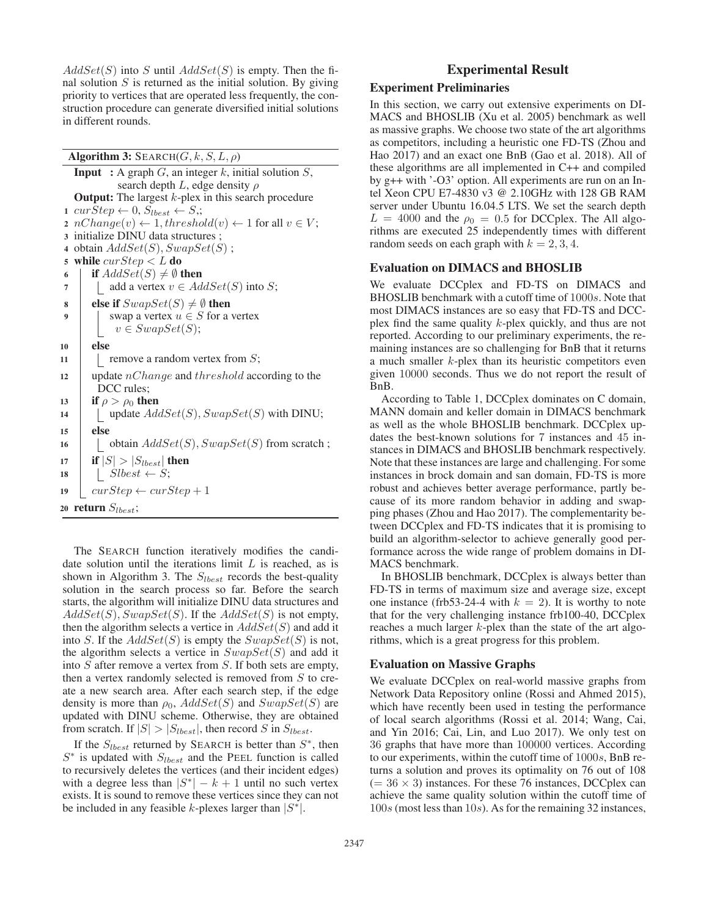$AddSet(S)$ into $S$ until $AddSet(S)$ is empty. Then the final solution $S$ is returned as the initial solution. By giving priority to vertices that are operated less frequently, the construction procedure can generate diversified initial solutions in different rounds.

**Algorithm 3:** SEARCH($G, k, S, L, \rho$)

```
Input  : A graph G, an integer k, initial solution S,
         search depth L, edge density ρ
Output: The largest k-plex in this search procedure
1  curStep ← 0, S_lbest ← S,;
2  nChange(v) ← 1, threshold(v) ← 1 for all v ∈ V;
3  initialize DINU data structures ;
4  obtain AddSet(S), SwapSet(S) ;
5  while curStep < L do
6      if AddSet(S) ≠ ∅ then
7          add a vertex v ∈ AddSet(S) into S;
8      else if SwapSet(S) ≠ ∅ then
9          swap a vertex u ∈ S for a vertex
           v ∈ SwapSet(S);
10     else
11         remove a random vertex from S;
12     update nChange and threshold according to the
       DCC rules;
13     if ρ > ρ_0 then
14         update AddSet(S), SwapSet(S) with DINU;
15     else
16         obtain AddSet(S), SwapSet(S) from scratch ;
17     if |S| > |S_lbest| then
18         Slbest ← S;
19     curStep ← curStep + 1
20 return S_lbest;
```

The SEARCH function iteratively modifies the candidate solution until the iterations limit $L$ is reached, as is shown in Algorithm 3. The $S_{lbest}$ records the best-quality solution in the search process so far. Before the search starts, the algorithm will initialize DINU data structures and $AddSet(S), SwapSet(S)$. If the $AddSet(S)$ is not empty, then the algorithm selects a vertice in $AddSet(S)$ and add it into $S$. If the $AddSet(S)$ is empty the $SwapSet(S)$ is not, the algorithm selects a vertice in $SwapSet(S)$ and add it into $S$ after remove a vertex from $S$. If both sets are empty, then a vertex randomly selected is removed from $S$ to create a new search area. After each search step, if the edge density is more than $\rho_0$, $AddSet(S)$ and $SwapSet(S)$ are updated with DINU scheme. Otherwise, they are obtained from scratch. If $|S| > |S_{lbest}|$, then record $S$ in $S_{lbest}$.

If the $S_{lbest}$ returned by SEARCH is better than $S^*$, then $S^*$ is updated with $S_{lbest}$ and the PEEL function is called to recursively deletes the vertices (and their incident edges) with a degree less than $|S^*| - k + 1$ until no such vertex exists. It is sound to remove these vertices since they can not be included in any feasible $k$-plexes larger than $|S^*|$.

# Experimental Result

## Experiment Preliminaries

In this section, we carry out extensive experiments on DIMACS and BHOSLIB (Xu et al. 2005) benchmark as well as massive graphs. We choose two state of the art algorithms as competitors, including a heuristic one FD-TS (Zhou and Hao 2017) and an exact one BnB (Gao et al. 2018). All of these algorithms are all implemented in C++ and compiled by g++ with '-O3' option. All experiments are run on an Intel Xeon CPU E7-4830 v3 @ 2.10GHz with 128 GB RAM server under Ubuntu 16.04.5 LTS. We set the search depth $L = 4000$ and the $\rho_0 = 0.5$ for DCCplex. The All algorithms are executed 25 independently times with different random seeds on each graph with $k = 2, 3, 4$.

## Evaluation on DIMACS and BHOSLIB

We evaluate DCCplex and FD-TS on DIMACS and BHOSLIB benchmark with a cutoff time of $1000s$. Note that most DIMACS instances are so easy that FD-TS and DCCplex find the same quality $k$-plex quickly, and thus are not reported. According to our preliminary experiments, the remaining instances are so challenging for BnB that it returns a much smaller $k$-plex than its heuristic competitors even given 10000 seconds. Thus we do not report the result of BnB.

According to Table 1, DCCplex dominates on C domain, MANN domain and keller domain in DIMACS benchmark as well as the whole BHOSLIB benchmark. DCCplex updates the best-known solutions for 7 instances and 45 instances in DIMACS and BHOSLIB benchmark respectively. Note that these instances are large and challenging. For some instances in brock domain and san domain, FD-TS is more robust and achieves better average performance, partly because of its more random behavior in adding and swapping phases (Zhou and Hao 2017). The complementarity between DCCplex and FD-TS indicates that it is promising to build an algorithm-selector to achieve generally good performance across the wide range of problem domains in DIMACS benchmark.

In BHOSLIB benchmark, DCCplex is always better than FD-TS in terms of maximum size and average size, except one instance (frb53-24-4 with $k = 2$). It is worthy to note that for the very challenging instance frb100-40, DCCplex reaches a much larger $k$-plex than the state of the art algorithms, which is a great progress for this problem.

## Evaluation on Massive Graphs

We evaluate DCCplex on real-world massive graphs from Network Data Repository online (Rossi and Ahmed 2015), which have recently been used in testing the performance of local search algorithms (Rossi et al. 2014; Wang, Cai, and Yin 2016; Cai, Lin, and Luo 2017). We only test on 36 graphs that have more than 100000 vertices. According to our experiments, within the cutoff time of $1000s$, BnB returns a solution and proves its optimality on 76 out of 108 ($= 36 \times 3$) instances. For these 76 instances, DCCplex can achieve the same quality solution within the cutoff time of $100s$ (most less than $10s$). As for the remaining 32 instances,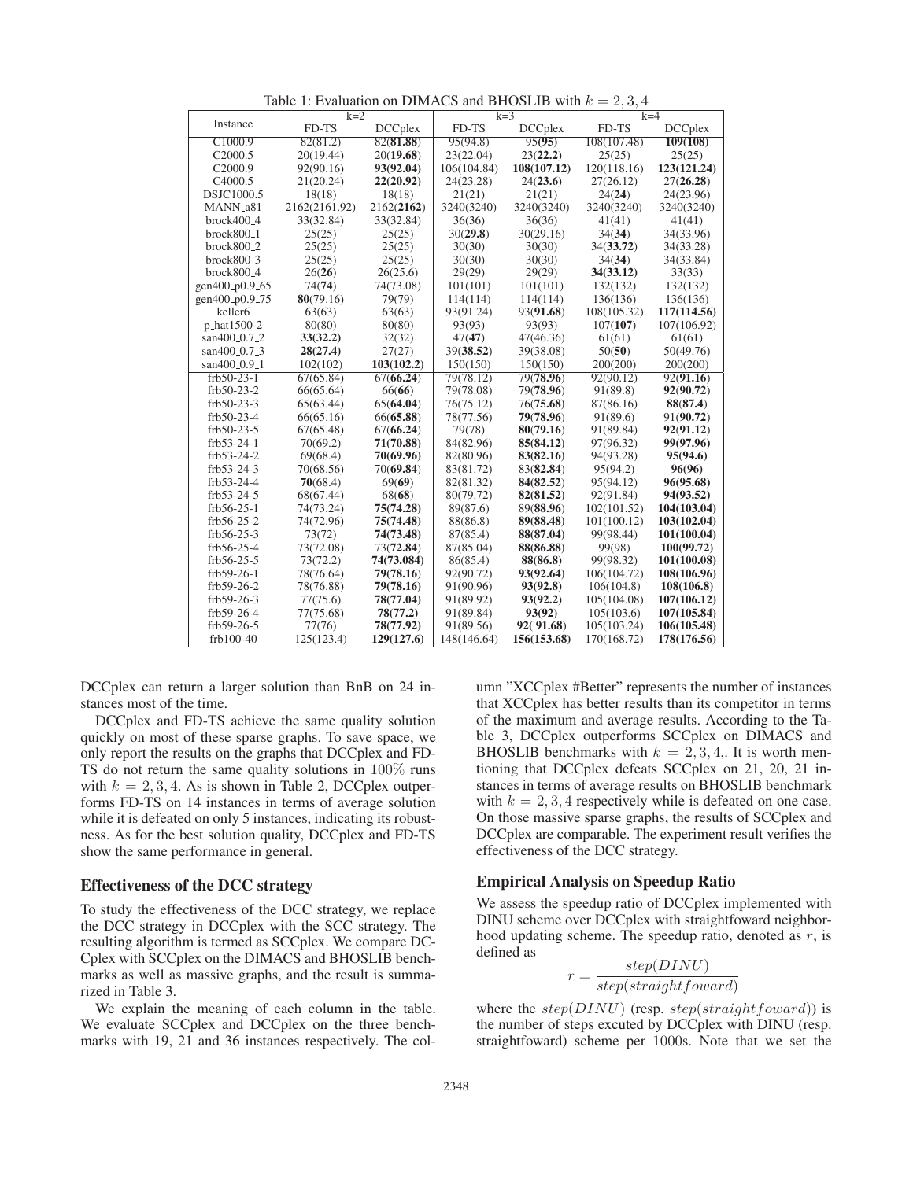Table 1: Evaluation on DIMACS and BHOSLIB with $k = 2, 3, 4$

| Instance | k=2 | | k=3 | | k=4 | |
|---|---|---|---|---|---|---|
| | FD-TS | DCCplex | FD-TS | DCCplex | FD-TS | DCCplex |
| C1000.9 | 82(81.2) | 82(**81.88**) | 95(94.8) | 95(**95**) | 108(107.48) | **109(108)** |
| C2000.5 | 20(19.44) | 20(**19.68**) | 23(22.04) | 23(**22.2**) | 25(25) | 25(25) |
| C2000.9 | 92(90.16) | **93(92.04)** | 106(104.84) | **108(107.12)** | 120(118.16) | **123(121.24)** |
| C4000.5 | 21(20.24) | **22(20.92)** | 24(23.28) | 24(**23.6**) | 27(26.12) | 27(**26.28**) |
| DSJC1000.5 | 18(18) | 18(18) | 21(21) | 21(21) | 24(**24**) | 24(23.96) |
| MANN_a81 | 2162(2161.92) | 2162(**2162**) | 3240(3240) | 3240(3240) | 3240(3240) | 3240(3240) |
| brock400_4 | 33(32.84) | 33(32.84) | 36(36) | 36(36) | 41(41) | 41(41) |
| brock800_1 | 25(25) | 25(25) | 30(**29.8**) | 30(29.16) | 34(**34**) | 34(33.96) |
| brock800_2 | 25(25) | 25(25) | 30(30) | 30(30) | 34(**33.72**) | 34(33.28) |
| brock800_3 | 25(25) | 25(25) | 30(30) | 30(30) | 34(**34**) | 34(33.84) |
| brock800_4 | 26(**26**) | 26(25.6) | 29(29) | 29(29) | **34(33.12)** | 33(33) |
| gen400_p0.9_65 | 74(**74**) | 74(73.08) | 101(101) | 101(101) | 132(132) | 132(132) |
| gen400_p0.9_75 | **80**(79.16) | 79(79) | 114(114) | 114(114) | 136(136) | 136(136) |
| keller6 | 63(63) | 63(63) | 93(91.24) | 93(**91.68**) | 108(105.32) | **117(114.56)** |
| p_hat1500-2 | 80(80) | 80(80) | 93(93) | 93(93) | 107(**107**) | 107(106.92) |
| san400_0.7_2 | **33(32.2)** | 32(32) | 47(**47**) | 47(46.36) | 61(61) | 61(61) |
| san400_0.7_3 | **28(27.4)** | 27(27) | 39(**38.52**) | 39(38.08) | 50(**50**) | 50(49.76) |
| san400_0.9_1 | 102(102) | **103(102.2)** | 150(150) | 150(150) | 200(200) | 200(200) |
| frb50-23-1 | 67(65.84) | 67(**66.24**) | 79(78.12) | 79(**78.96**) | 92(90.12) | 92(**91.16**) |
| frb50-23-2 | 66(65.64) | 66(**66**) | 79(78.08) | 79(**78.96**) | 91(89.8) | **92(90.72)** |
| frb50-23-3 | 65(63.44) | 65(**64.04**) | 76(75.12) | 76(**75.68**) | 87(86.16) | **88(87.4)** |
| frb50-23-4 | 66(65.16) | 66(**65.88**) | 78(77.56) | **79(78.96)** | 91(89.6) | 91(**90.72**) |
| frb50-23-5 | 67(65.48) | 67(**66.24**) | 79(78) | **80(79.16)** | 91(89.84) | **92(91.12)** |
| frb53-24-1 | 70(69.2) | **71(70.88)** | 84(82.96) | **85(84.12)** | 97(96.32) | **99(97.96)** |
| frb53-24-2 | 69(68.4) | **70(69.96)** | 82(80.96) | **83(82.16)** | 94(93.28) | **95(94.6)** |
| frb53-24-3 | 70(68.56) | 70(**69.84**) | 83(81.72) | 83(**82.84**) | 95(94.2) | **96(96)** |
| frb53-24-4 | **70**(68.4) | 69(**69**) | 82(81.32) | **84(82.52)** | 95(94.12) | **96(95.68)** |
| frb53-24-5 | 68(67.44) | 68(**68**) | 80(79.72) | **82(81.52)** | 92(91.84) | **94(93.52)** |
| frb56-25-1 | 74(73.24) | **75(74.28)** | 89(87.6) | 89(**88.96**) | 102(101.52) | **104(103.04)** |
| frb56-25-2 | 74(72.96) | **75(74.48)** | 88(86.8) | **89(88.48)** | 101(100.12) | **103(102.04)** |
| frb56-25-3 | 73(72) | **74(73.48)** | 87(85.4) | **88(87.04)** | 99(98.44) | **101(100.04)** |
| frb56-25-4 | 73(72.08) | 73(**72.84**) | 87(85.04) | **88(86.88)** | 99(98) | **100(99.72)** |
| frb56-25-5 | 73(72.2) | **74(73.084)** | 86(85.4) | **88(86.8)** | 99(98.32) | **101(100.08)** |
| frb59-26-1 | 78(76.64) | **79(78.16)** | 92(90.72) | **93(92.64)** | 106(104.72) | **108(106.96)** |
| frb59-26-2 | 78(76.88) | **79(78.16)** | 91(90.96) | **93(92.8)** | 106(104.8) | **108(106.8)** |
| frb59-26-3 | 77(75.6) | **78(77.04)** | 91(89.92) | **93(92.2)** | 105(104.08) | **107(106.12)** |
| frb59-26-4 | 77(75.68) | **78(77.2)** | 91(89.84) | **93(92)** | 105(103.6) | **107(105.84)** |
| frb59-26-5 | 77(76) | **78(77.92)** | 91(89.56) | **92( 91.68)** | 105(103.24) | **106(105.48)** |
| frb100-40 | 125(123.4) | **129(127.6)** | 148(146.64) | **156(153.68)** | 170(168.72) | **178(176.56)** |

DCCplex can return a larger solution than BnB on 24 instances most of the time.

DCCplex and FD-TS achieve the same quality solution quickly on most of these sparse graphs. To save space, we only report the results on the graphs that DCCplex and FD-TS do not return the same quality solutions in 100% runs with $k = 2, 3, 4$. As is shown in Table 2, DCCplex outperforms FD-TS on 14 instances in terms of average solution while it is defeated on only 5 instances, indicating its robustness. As for the best solution quality, DCCplex and FD-TS show the same performance in general.

### Effectiveness of the DCC strategy

To study the effectiveness of the DCC strategy, we replace the DCC strategy in DCCplex with the SCC strategy. The resulting algorithm is termed as SCCplex. We compare DCCplex with SCCplex on the DIMACS and BHOSLIB benchmarks as well as massive graphs, and the result is summarized in Table 3.

We explain the meaning of each column in the table. We evaluate SCCplex and DCCplex on the three benchmarks with 19, 21 and 36 instances respectively. The column "XCCplex #Better" represents the number of instances that XCCplex has better results than its competitor in terms of the maximum and average results. According to the Table 3, DCCplex outperforms SCCplex on DIMACS and BHOSLIB benchmarks with $k = 2, 3, 4$,. It is worth mentioning that DCCplex defeats SCCplex on 21, 20, 21 instances in terms of average results on BHOSLIB benchmark with $k = 2, 3, 4$ respectively while is defeated on one case. On those massive sparse graphs, the results of SCCplex and DCCplex are comparable. The experiment result verifies the effectiveness of the DCC strategy.

### Empirical Analysis on Speedup Ratio

We assess the speedup ratio of DCCplex implemented with DINU scheme over DCCplex with straightfoward neighborhood updating scheme. The speedup ratio, denoted as $r$, is defined as

$$r = \frac{step(DINU)}{step(straightfoward)}$$

where the $step(DINU)$ (resp. $step(straightfoward)$) is the number of steps excuted by DCCplex with DINU (resp. straightfoward) scheme per 1000s. Note that we set the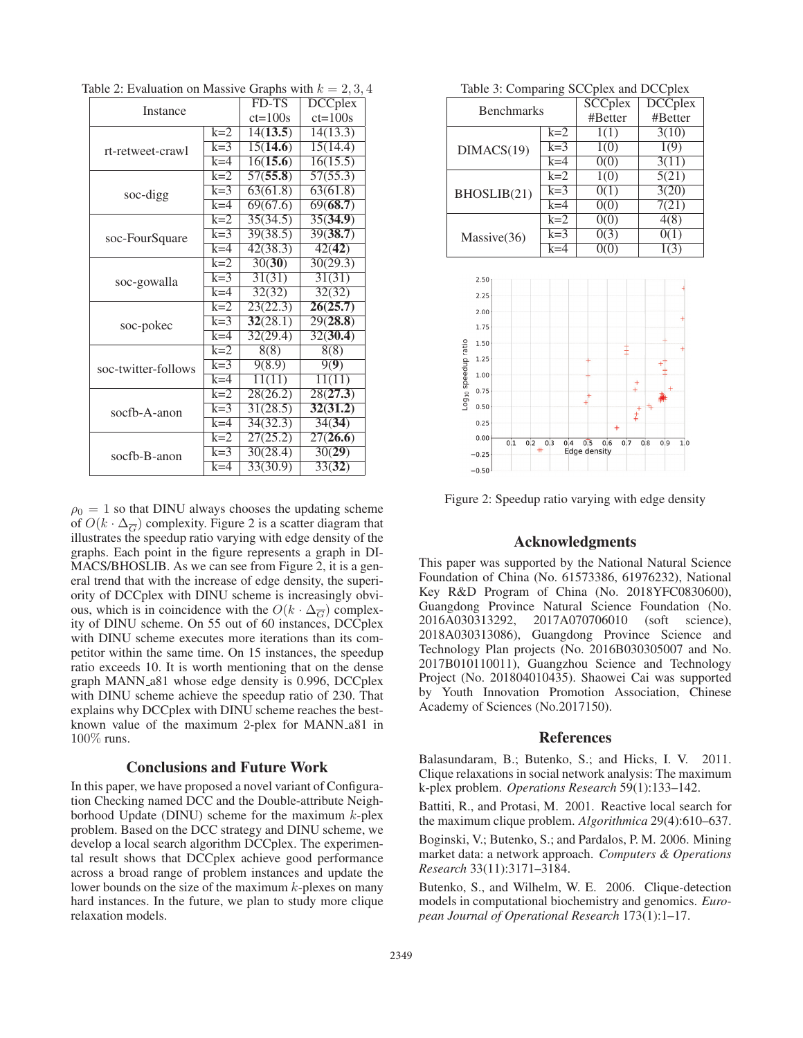Table 2: Evaluation on Massive Graphs with $k = 2, 3, 4$

| Instance | | FD-TS ct=100s | DCCplex ct=100s |
|---|---|---|---|
| rt-retweet-crawl | k=2 | 14(**13.5**) | 14(13.3) |
| | k=3 | 15(**14.6**) | 15(14.4) |
| | k=4 | 16(**15.6**) | 16(15.5) |
| soc-digg | k=2 | 57(**55.8**) | 57(55.3) |
| | k=3 | 63(61.8) | 63(61.8) |
| | k=4 | 69(67.6) | 69(**68.7**) |
| soc-FourSquare | k=2 | 35(34.5) | 35(**34.9**) |
| | k=3 | 39(38.5) | 39(**38.7**) |
| | k=4 | 42(38.3) | 42(**42**) |
| soc-gowalla | k=2 | 30(**30**) | 30(29.3) |
| | k=3 | 31(31) | 31(31) |
| | k=4 | 32(32) | 32(32) |
| soc-pokec | k=2 | 23(22.3) | **26**(**25.7**) |
| | k=3 | **32**(28.1) | 29(**28.8**) |
| | k=4 | 32(29.4) | 32(**30.4**) |
| soc-twitter-follows | k=2 | 8(8) | 8(8) |
| | k=3 | 9(8.9) | 9(**9**) |
| | k=4 | 11(11) | 11(11) |
| socfb-A-anon | k=2 | 28(26.2) | 28(**27.3**) |
| | k=3 | 31(28.5) | **32**(**31.2**) |
| | k=4 | 34(32.3) | 34(**34**) |
| socfb-B-anon | k=2 | 27(25.2) | 27(**26.6**) |
| | k=3 | 30(28.4) | 30(**29**) |
| | k=4 | 33(30.9) | 33(**32**) |

$\rho_0 = 1$ so that DINU always chooses the updating scheme of $O(k \cdot \Delta_{\overline{G}})$ complexity. Figure 2 is a scatter diagram that illustrates the speedup ratio varying with edge density of the graphs. Each point in the figure represents a graph in DIMACS/BHOSLIB. As we can see from Figure 2, it is a general trend that with the increase of edge density, the superiority of DCCplex with DINU scheme is increasingly obvious, which is in coincidence with the $O(k \cdot \Delta_{\overline{G}})$ complexity of DINU scheme. On 55 out of 60 instances, DCCplex with DINU scheme executes more iterations than its competitor within the same time. On 15 instances, the speedup ratio exceeds 10. It is worth mentioning that on the dense graph MANN_a81 whose edge density is 0.996, DCCplex with DINU scheme achieve the speedup ratio of 230. That explains why DCCplex with DINU scheme reaches the best-known value of the maximum 2-plex for MANN_a81 in 100% runs.

## Conclusions and Future Work

In this paper, we have proposed a novel variant of Configuration Checking named DCC and the Double-attribute Neighborhood Update (DINU) scheme for the maximum $k$-plex problem. Based on the DCC strategy and DINU scheme, we develop a local search algorithm DCCplex. The experimental result shows that DCCplex achieve good performance across a broad range of problem instances and update the lower bounds on the size of the maximum $k$-plexes on many hard instances. In the future, we plan to study more clique relaxation models.

Table 3: Comparing SCCplex and DCCplex

| Benchmarks | | SCCplex #Better | DCCplex #Better |
|---|---|---|---|
| DIMACS(19) | k=2 | 1(1) | 3(10) |
| | k=3 | 1(0) | 1(9) |
| | k=4 | 0(0) | 3(11) |
| BHOSLIB(21) | k=2 | 1(0) | 5(21) |
| | k=3 | 0(1) | 3(20) |
| | k=4 | 0(0) | 7(21) |
| Massive(36) | k=2 | 0(0) | 4(8) |
| | k=3 | 0(3) | 0(1) |
| | k=4 | 0(0) | 1(3) |

Figure 2: Speedup ratio varying with edge density

## Acknowledgments

This paper was supported by the National Natural Science Foundation of China (No. 61573386, 61976232), National Key R&D Program of China (No. 2018YFC0830600), Guangdong Province Natural Science Foundation (No. 2016A030313292, 2017A070706010 (soft science), 2018A030313086), Guangdong Province Science and Technology Plan projects (No. 2016B030305007 and No. 2017B010110011), Guangzhou Science and Technology Project (No. 201804010435). Shaowei Cai was supported by Youth Innovation Promotion Association, Chinese Academy of Sciences (No.2017150).

## References

Balasundaram, B.; Butenko, S.; and Hicks, I. V. 2011. Clique relaxations in social network analysis: The maximum k-plex problem. *Operations Research* 59(1):133–142.

Battiti, R., and Protasi, M. 2001. Reactive local search for the maximum clique problem. *Algorithmica* 29(4):610–637.

Boginski, V.; Butenko, S.; and Pardalos, P. M. 2006. Mining market data: a network approach. *Computers & Operations Research* 33(11):3171–3184.

Butenko, S., and Wilhelm, W. E. 2006. Clique-detection models in computational biochemistry and genomics. *European Journal of Operational Research* 173(1):1–17.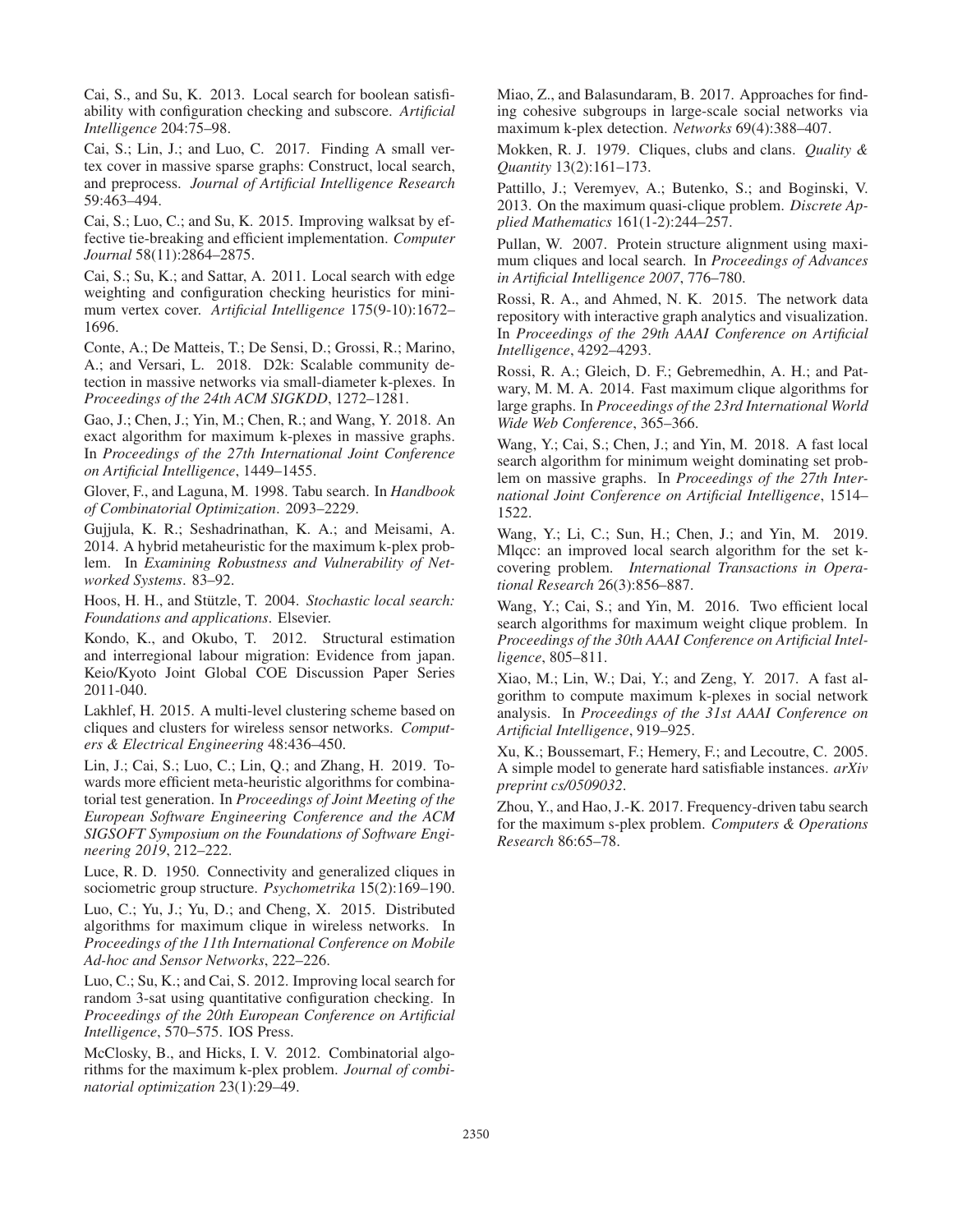Cai, S., and Su, K. 2013. Local search for boolean satisfiability with configuration checking and subscore. *Artificial Intelligence* 204:75–98.

Cai, S.; Lin, J.; and Luo, C. 2017. Finding A small vertex cover in massive sparse graphs: Construct, local search, and preprocess. *Journal of Artificial Intelligence Research* 59:463–494.

Cai, S.; Luo, C.; and Su, K. 2015. Improving walksat by effective tie-breaking and efficient implementation. *Computer Journal* 58(11):2864–2875.

Cai, S.; Su, K.; and Sattar, A. 2011. Local search with edge weighting and configuration checking heuristics for minimum vertex cover. *Artificial Intelligence* 175(9-10):1672–1696.

Conte, A.; De Matteis, T.; De Sensi, D.; Grossi, R.; Marino, A.; and Versari, L. 2018. D2k: Scalable community detection in massive networks via small-diameter k-plexes. In *Proceedings of the 24th ACM SIGKDD*, 1272–1281.

Gao, J.; Chen, J.; Yin, M.; Chen, R.; and Wang, Y. 2018. An exact algorithm for maximum k-plexes in massive graphs. In *Proceedings of the 27th International Joint Conference on Artificial Intelligence*, 1449–1455.

Glover, F., and Laguna, M. 1998. Tabu search. In *Handbook of Combinatorial Optimization*. 2093–2229.

Gujjula, K. R.; Seshadrinathan, K. A.; and Meisami, A. 2014. A hybrid metaheuristic for the maximum k-plex problem. In *Examining Robustness and Vulnerability of Networked Systems*. 83–92.

Hoos, H. H., and Stützle, T. 2004. *Stochastic local search: Foundations and applications*. Elsevier.

Kondo, K., and Okubo, T. 2012. Structural estimation and interregional labour migration: Evidence from japan. Keio/Kyoto Joint Global COE Discussion Paper Series 2011-040.

Lakhlef, H. 2015. A multi-level clustering scheme based on cliques and clusters for wireless sensor networks. *Computers & Electrical Engineering* 48:436–450.

Lin, J.; Cai, S.; Luo, C.; Lin, Q.; and Zhang, H. 2019. Towards more efficient meta-heuristic algorithms for combinatorial test generation. In *Proceedings of Joint Meeting of the European Software Engineering Conference and the ACM SIGSOFT Symposium on the Foundations of Software Engineering 2019*, 212–222.

Luce, R. D. 1950. Connectivity and generalized cliques in sociometric group structure. *Psychometrika* 15(2):169–190.

Luo, C.; Yu, J.; Yu, D.; and Cheng, X. 2015. Distributed algorithms for maximum clique in wireless networks. In *Proceedings of the 11th International Conference on Mobile Ad-hoc and Sensor Networks*, 222–226.

Luo, C.; Su, K.; and Cai, S. 2012. Improving local search for random 3-sat using quantitative configuration checking. In *Proceedings of the 20th European Conference on Artificial Intelligence*, 570–575. IOS Press.

McClosky, B., and Hicks, I. V. 2012. Combinatorial algorithms for the maximum k-plex problem. *Journal of combinatorial optimization* 23(1):29–49.

Miao, Z., and Balasundaram, B. 2017. Approaches for finding cohesive subgroups in large-scale social networks via maximum k-plex detection. *Networks* 69(4):388–407.

Mokken, R. J. 1979. Cliques, clubs and clans. *Quality & Quantity* 13(2):161–173.

Pattillo, J.; Veremyev, A.; Butenko, S.; and Boginski, V. 2013. On the maximum quasi-clique problem. *Discrete Applied Mathematics* 161(1-2):244–257.

Pullan, W. 2007. Protein structure alignment using maximum cliques and local search. In *Proceedings of Advances in Artificial Intelligence 2007*, 776–780.

Rossi, R. A., and Ahmed, N. K. 2015. The network data repository with interactive graph analytics and visualization. In *Proceedings of the 29th AAAI Conference on Artificial Intelligence*, 4292–4293.

Rossi, R. A.; Gleich, D. F.; Gebremedhin, A. H.; and Patwary, M. M. A. 2014. Fast maximum clique algorithms for large graphs. In *Proceedings of the 23rd International World Wide Web Conference*, 365–366.

Wang, Y.; Cai, S.; Chen, J.; and Yin, M. 2018. A fast local search algorithm for minimum weight dominating set problem on massive graphs. In *Proceedings of the 27th International Joint Conference on Artificial Intelligence*, 1514–1522.

Wang, Y.; Li, C.; Sun, H.; Chen, J.; and Yin, M. 2019. Mlqcc: an improved local search algorithm for the set k-covering problem. *International Transactions in Operational Research* 26(3):856–887.

Wang, Y.; Cai, S.; and Yin, M. 2016. Two efficient local search algorithms for maximum weight clique problem. In *Proceedings of the 30th AAAI Conference on Artificial Intelligence*, 805–811.

Xiao, M.; Lin, W.; Dai, Y.; and Zeng, Y. 2017. A fast algorithm to compute maximum k-plexes in social network analysis. In *Proceedings of the 31st AAAI Conference on Artificial Intelligence*, 919–925.

Xu, K.; Boussemart, F.; Hemery, F.; and Lecoutre, C. 2005. A simple model to generate hard satisfiable instances. *arXiv preprint cs/0509032*.

Zhou, Y., and Hao, J.-K. 2017. Frequency-driven tabu search for the maximum s-plex problem. *Computers & Operations Research* 86:65–78.